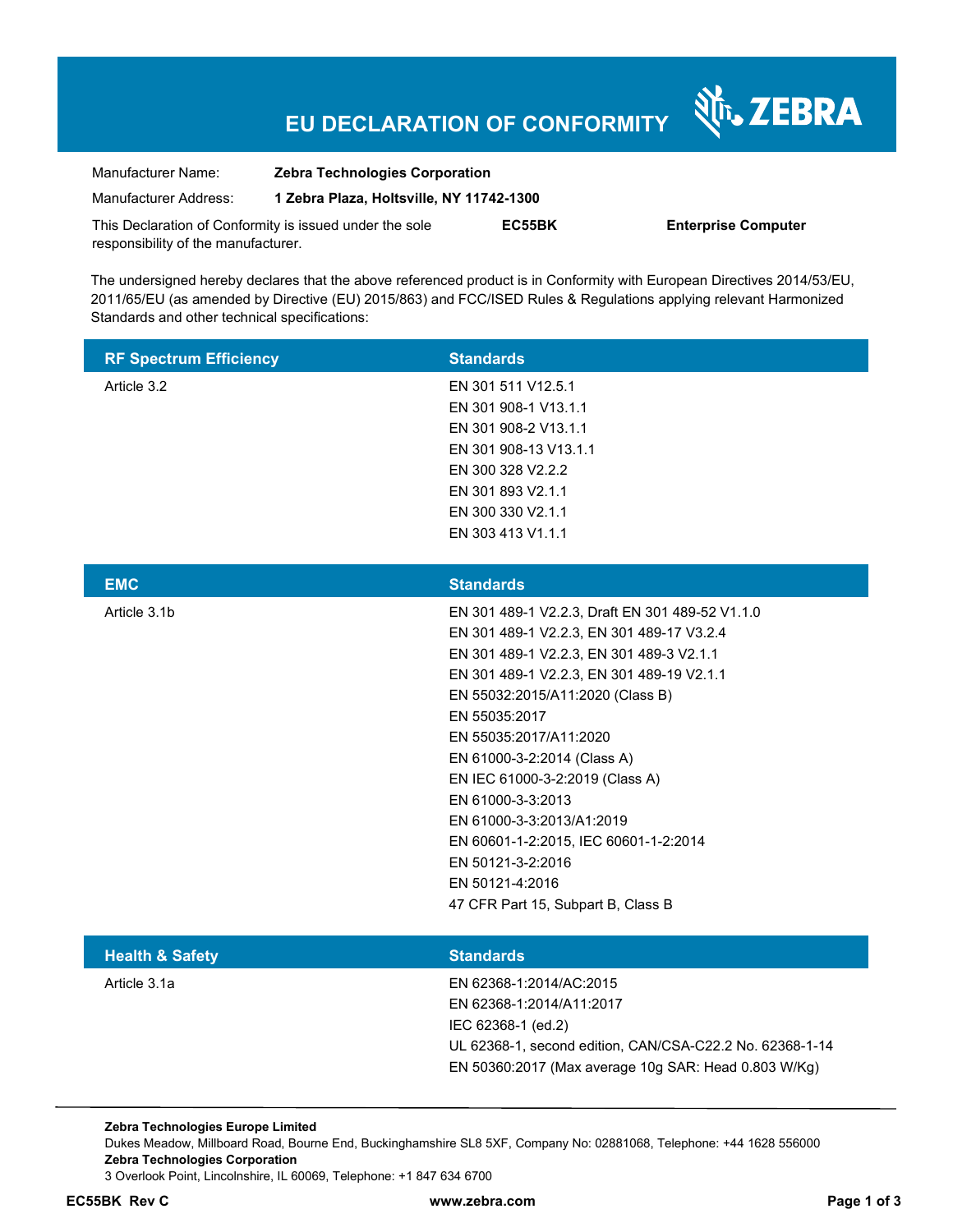# EU DECLARATION OF CONFORMITY

ZEBRA

Manufacturer Name: **Zebra Technologies Corporation**

Manufacturer Address: **1 Zebra Plaza, Holtsville, NY 11742-1300**

This Declaration of Conformity is issued under the sole responsibility of the manufacturer. **EC55BK** **Enterprise Computer**

The undersigned hereby declares that the above referenced product is in Conformity with European Directives 2014/53/EU, 2011/65/EU (as amended by Directive (EU) 2015/863) and FCC/ISED Rules & Regulations applying relevant Harmonized Standards and other technical specifications:

| RF Spectrum Efficiency | Standards |
|---|---|
| Article 3.2 | EN 301 511 V12.5.1<br>EN 301 908-1 V13.1.1<br>EN 301 908-2 V13.1.1<br>EN 301 908-13 V13.1.1<br>EN 300 328 V2.2.2<br>EN 301 893 V2.1.1<br>EN 300 330 V2.1.1<br>EN 303 413 V1.1.1 |

| EMC | Standards |
|---|---|
| Article 3.1b | EN 301 489-1 V2.2.3, Draft EN 301 489-52 V1.1.0<br>EN 301 489-1 V2.2.3, EN 301 489-17 V3.2.4<br>EN 301 489-1 V2.2.3, EN 301 489-3 V2.1.1<br>EN 301 489-1 V2.2.3, EN 301 489-19 V2.1.1<br>EN 55032:2015/A11:2020 (Class B)<br>EN 55035:2017<br>EN 55035:2017/A11:2020<br>EN 61000-3-2:2014 (Class A)<br>EN IEC 61000-3-2:2019 (Class A)<br>EN 61000-3-3:2013<br>EN 61000-3-3:2013/A1:2019<br>EN 60601-1-2:2015, IEC 60601-1-2:2014<br>EN 50121-3-2:2016<br>EN 50121-4:2016<br>47 CFR Part 15, Subpart B, Class B |

| Health & Safety | Standards |
|---|---|
| Article 3.1a | EN 62368-1:2014/AC:2015<br>EN 62368-1:2014/A11:2017<br>IEC 62368-1 (ed.2)<br>UL 62368-1, second edition, CAN/CSA-C22.2 No. 62368-1-14<br>EN 50360:2017 (Max average 10g SAR: Head 0.803 W/Kg) |

**Zebra Technologies Europe Limited**
Dukes Meadow, Millboard Road, Bourne End, Buckinghamshire SL8 5XF, Company No: 02881068, Telephone: +44 1628 556000
**Zebra Technologies Corporation**
3 Overlook Point, Lincolnshire, IL 60069, Telephone: +1 847 634 6700

**EC55BK Rev C** **www.zebra.com**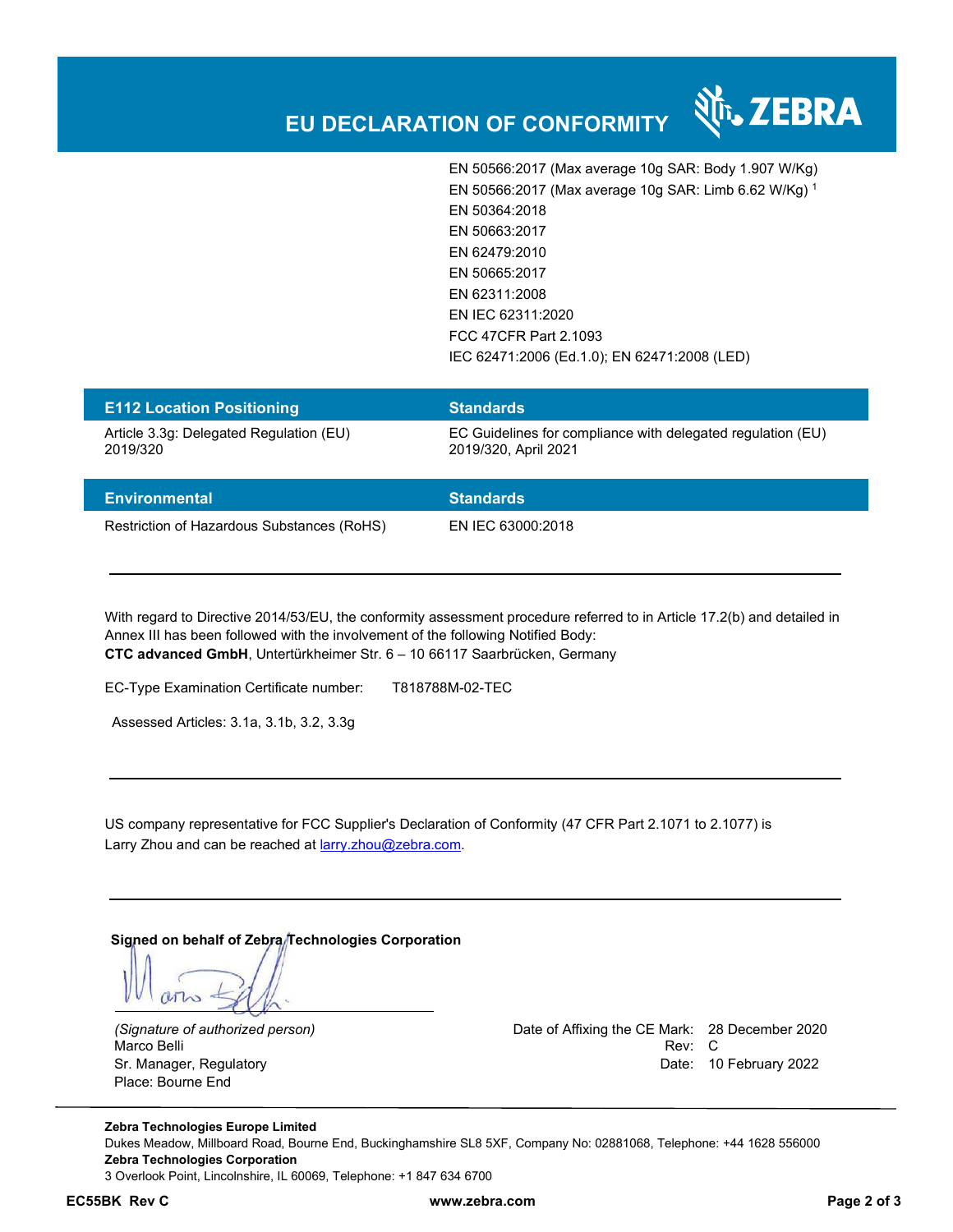# EU DECLARATION OF CONFORMITY

| | |
|---|---|
| | EN 50566:2017 (Max average 10g SAR: Body 1.907 W/Kg) |
| | EN 50566:2017 (Max average 10g SAR: Limb 6.62 W/Kg) [1] |
| | EN 50364:2018 |
| | EN 50663:2017 |
| | EN 62479:2010 |
| | EN 50665:2017 |
| | EN 62311:2008 |
| | EN IEC 62311:2020 |
| | FCC 47CFR Part 2.1093 |
| | IEC 62471:2006 (Ed.1.0); EN 62471:2008 (LED) |

| E112 Location Positioning | Standards |
|---|---|
| Article 3.3g: Delegated Regulation (EU) 2019/320 | EC Guidelines for compliance with delegated regulation (EU) 2019/320, April 2021 |

| Environmental | Standards |
|---|---|
| Restriction of Hazardous Substances (RoHS) | EN IEC 63000:2018 |

---

With regard to Directive 2014/53/EU, the conformity assessment procedure referred to in Article 17.2(b) and detailed in Annex III has been followed with the involvement of the following Notified Body:
**CTC advanced GmbH**, Untertürkheimer Str. 6 – 10 66117 Saarbrücken, Germany

EC-Type Examination Certificate number: T818788M-02-TEC

Assessed Articles: 3.1a, 3.1b, 3.2, 3.3g

---

US company representative for FCC Supplier's Declaration of Conformity (47 CFR Part 2.1071 to 2.1077) is Larry Zhou and can be reached at larry.zhou@zebra.com.

---

**Signed on behalf of Zebra Technologies Corporation**

*(Signature of authorized person)*
Marco Belli
Sr. Manager, Regulatory
Place: Bourne End

Date of Affixing the CE Mark: 28 December 2020
Rev: C
Date: 10 February 2022

**Zebra Technologies Europe Limited**
Dukes Meadow, Millboard Road, Bourne End, Buckinghamshire SL8 5XF, Company No: 02881068, Telephone: +44 1628 556000
**Zebra Technologies Corporation**
3 Overlook Point, Lincolnshire, IL 60069, Telephone: +1 847 634 6700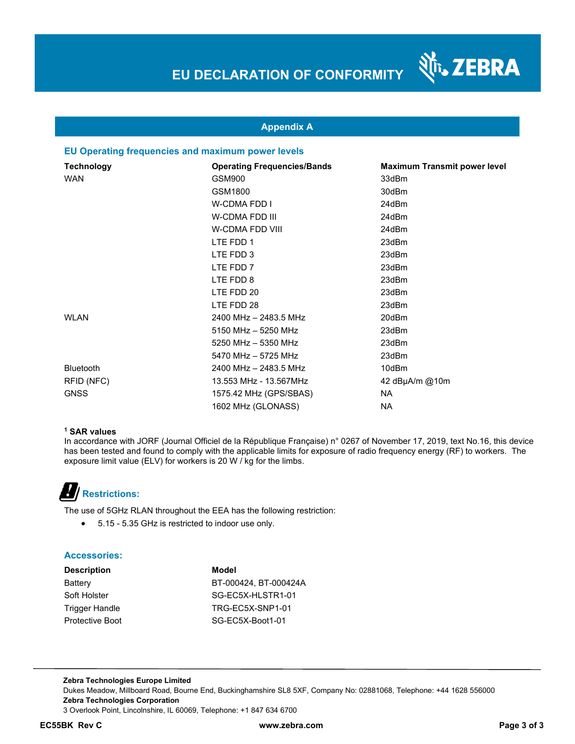# EU DECLARATION OF CONFORMITY

## Appendix A

### EU Operating frequencies and maximum power levels

| Technology | Operating Frequencies/Bands | Maximum Transmit power level |
|---|---|---|
| WAN | GSM900 | 33dBm |
| | GSM1800 | 30dBm |
| | W-CDMA FDD I | 24dBm |
| | W-CDMA FDD III | 24dBm |
| | W-CDMA FDD VIII | 24dBm |
| | LTE FDD 1 | 23dBm |
| | LTE FDD 3 | 23dBm |
| | LTE FDD 7 | 23dBm |
| | LTE FDD 8 | 23dBm |
| | LTE FDD 20 | 23dBm |
| | LTE FDD 28 | 23dBm |
| WLAN | 2400 MHz – 2483.5 MHz | 20dBm |
| | 5150 MHz – 5250 MHz | 23dBm |
| | 5250 MHz – 5350 MHz | 23dBm |
| | 5470 MHz – 5725 MHz | 23dBm |
| Bluetooth | 2400 MHz – 2483.5 MHz | 10dBm |
| RFID (NFC) | 13.553 MHz - 13.567MHz | 42 dBµA/m @10m |
| GNSS | 1575.42 MHz (GPS/SBAS) | NA |
| | 1602 MHz (GLONASS) | NA |

[1] **SAR values**
In accordance with JORF (Journal Officiel de la République Française) n° 0267 of November 17, 2019, text No.16, this device has been tested and found to comply with the applicable limits for exposure of radio frequency energy (RF) to workers. The exposure limit value (ELV) for workers is 20 W / kg for the limbs.

### Restrictions:

The use of 5GHz RLAN throughout the EEA has the following restriction:

- 5.15 - 5.35 GHz is restricted to indoor use only.

### Accessories:

| Description | Model |
|---|---|
| Battery | BT-000424, BT-000424A |
| Soft Holster | SG-EC5X-HLSTR1-01 |
| Trigger Handle | TRG-EC5X-SNP1-01 |
| Protective Boot | SG-EC5X-Boot1-01 |

**Zebra Technologies Europe Limited**
Dukes Meadow, Millboard Road, Bourne End, Buckinghamshire SL8 5XF, Company No: 02881068, Telephone: +44 1628 556000
**Zebra Technologies Corporation**
3 Overlook Point, Lincolnshire, IL 60069, Telephone: +1 847 634 6700

**EC55BK Rev C** **www.zebra.com**